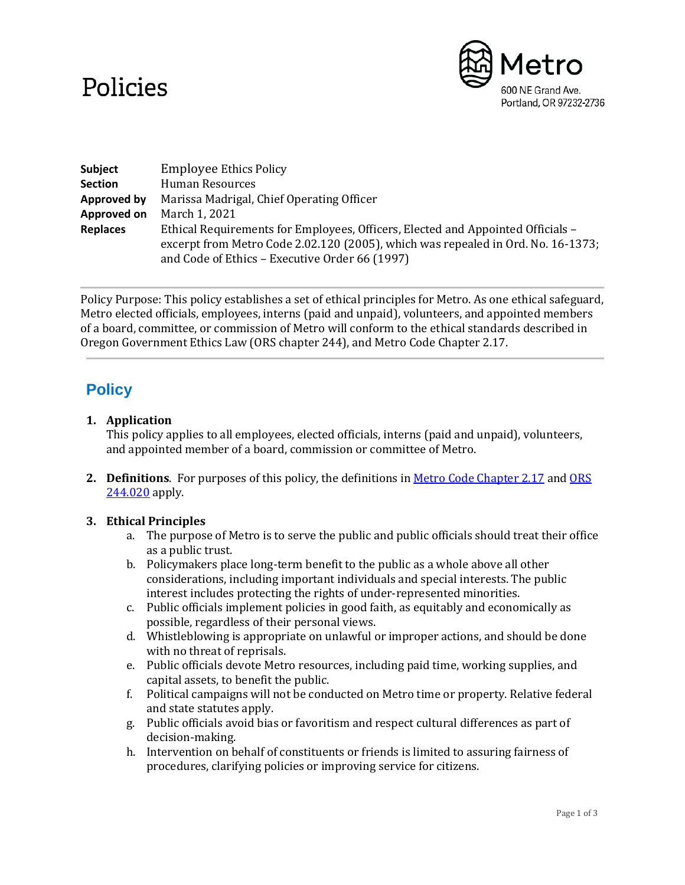# Policies

Metro
600 NE Grand Ave.
Portland, OR 97232-2736

| | |
|---|---|
| **Subject** | Employee Ethics Policy |
| **Section** | Human Resources |
| **Approved by** | Marissa Madrigal, Chief Operating Officer |
| **Approved on** | March 1, 2021 |
| **Replaces** | Ethical Requirements for Employees, Officers, Elected and Appointed Officials – excerpt from Metro Code 2.02.120 (2005), which was repealed in Ord. No. 16-1373; and Code of Ethics – Executive Order 66 (1997) |

Policy Purpose: This policy establishes a set of ethical principles for Metro. As one ethical safeguard, Metro elected officials, employees, interns (paid and unpaid), volunteers, and appointed members of a board, committee, or commission of Metro will conform to the ethical standards described in Oregon Government Ethics Law (ORS chapter 244), and Metro Code Chapter 2.17.

## Policy

1. **Application**
   This policy applies to all employees, elected officials, interns (paid and unpaid), volunteers, and appointed member of a board, commission or committee of Metro.

2. **Definitions**. For purposes of this policy, the definitions in Metro Code Chapter 2.17 and ORS 244.020 apply.

3. **Ethical Principles**
   a. The purpose of Metro is to serve the public and public officials should treat their office as a public trust.
   b. Policymakers place long-term benefit to the public as a whole above all other considerations, including important individuals and special interests. The public interest includes protecting the rights of under-represented minorities.
   c. Public officials implement policies in good faith, as equitably and economically as possible, regardless of their personal views.
   d. Whistleblowing is appropriate on unlawful or improper actions, and should be done with no threat of reprisals.
   e. Public officials devote Metro resources, including paid time, working supplies, and capital assets, to benefit the public.
   f. Political campaigns will not be conducted on Metro time or property. Relative federal and state statutes apply.
   g. Public officials avoid bias or favoritism and respect cultural differences as part of decision-making.
   h. Intervention on behalf of constituents or friends is limited to assuring fairness of procedures, clarifying policies or improving service for citizens.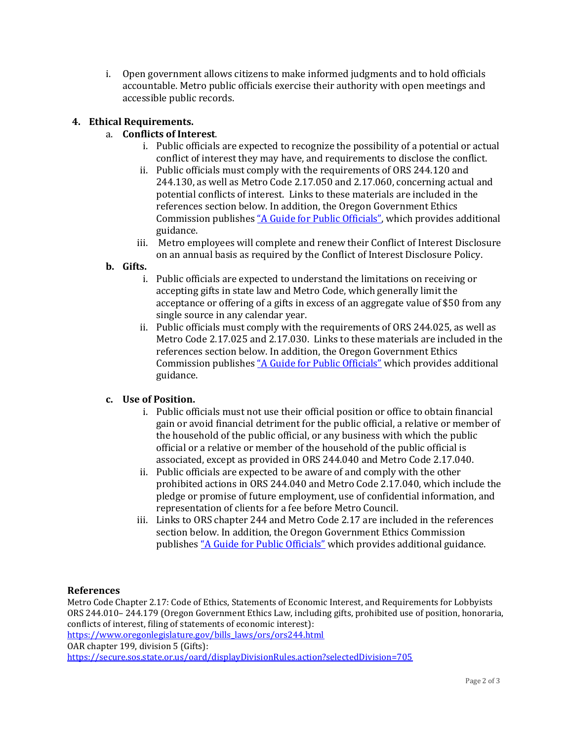i. Open government allows citizens to make informed judgments and to hold officials accountable. Metro public officials exercise their authority with open meetings and accessible public records.

4. **Ethical Requirements.**

   a. **Conflicts of Interest**.

      i. Public officials are expected to recognize the possibility of a potential or actual conflict of interest they may have, and requirements to disclose the conflict.

      ii. Public officials must comply with the requirements of ORS 244.120 and 244.130, as well as Metro Code 2.17.050 and 2.17.060, concerning actual and potential conflicts of interest. Links to these materials are included in the references section below. In addition, the Oregon Government Ethics Commission publishes "A Guide for Public Officials", which provides additional guidance.

      iii. Metro employees will complete and renew their Conflict of Interest Disclosure on an annual basis as required by the Conflict of Interest Disclosure Policy.

   **b. Gifts.**

      i. Public officials are expected to understand the limitations on receiving or accepting gifts in state law and Metro Code, which generally limit the acceptance or offering of a gifts in excess of an aggregate value of $50 from any single source in any calendar year.

      ii. Public officials must comply with the requirements of ORS 244.025, as well as Metro Code 2.17.025 and 2.17.030. Links to these materials are included in the references section below. In addition, the Oregon Government Ethics Commission publishes "A Guide for Public Officials" which provides additional guidance.

   **c. Use of Position.**

      i. Public officials must not use their official position or office to obtain financial gain or avoid financial detriment for the public official, a relative or member of the household of the public official, or any business with which the public official or a relative or member of the household of the public official is associated, except as provided in ORS 244.040 and Metro Code 2.17.040.

      ii. Public officials are expected to be aware of and comply with the other prohibited actions in ORS 244.040 and Metro Code 2.17.040, which include the pledge or promise of future employment, use of confidential information, and representation of clients for a fee before Metro Council.

      iii. Links to ORS chapter 244 and Metro Code 2.17 are included in the references section below. In addition, the Oregon Government Ethics Commission publishes "A Guide for Public Officials" which provides additional guidance.

**References**

Metro Code Chapter 2.17: Code of Ethics, Statements of Economic Interest, and Requirements for Lobbyists
ORS 244.010– 244.179 (Oregon Government Ethics Law, including gifts, prohibited use of position, honoraria, conflicts of interest, filing of statements of economic interest):
https://www.oregonlegislature.gov/bills_laws/ors/ors244.html
OAR chapter 199, division 5 (Gifts):
https://secure.sos.state.or.us/oard/displayDivisionRules.action?selectedDivision=705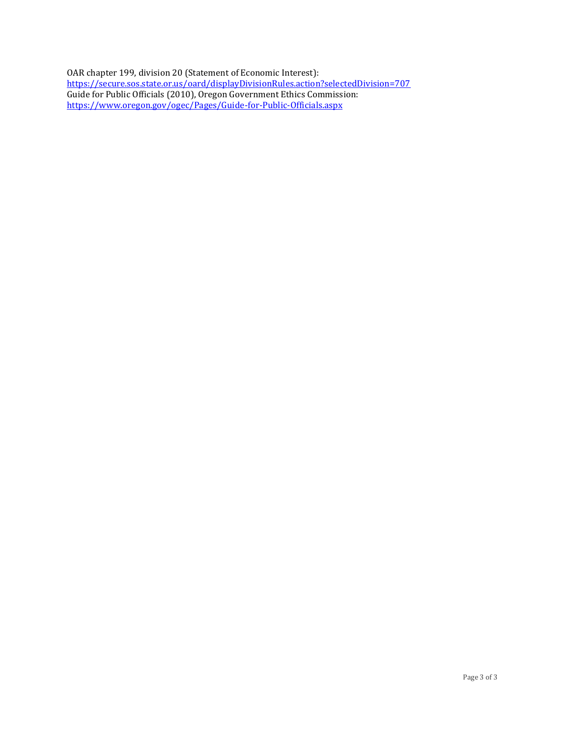OAR chapter 199, division 20 (Statement of Economic Interest):
https://secure.sos.state.or.us/oard/displayDivisionRules.action?selectedDivision=707
Guide for Public Officials (2010), Oregon Government Ethics Commission:
https://www.oregon.gov/ogec/Pages/Guide-for-Public-Officials.aspx